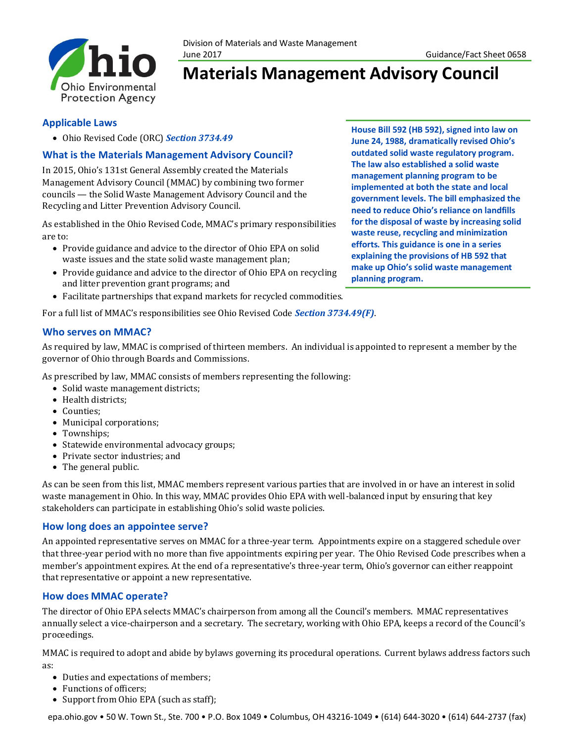Division of Materials and Waste Management
June 2017 Guidance/Fact Sheet 0658

# Materials Management Advisory Council

## Applicable Laws

- Ohio Revised Code (ORC) ***Section 3734.49***

**House Bill 592 (HB 592), signed into law on June 24, 1988, dramatically revised Ohio's outdated solid waste regulatory program. The law also established a solid waste management planning program to be implemented at both the state and local government levels. The bill emphasized the need to reduce Ohio's reliance on landfills for the disposal of waste by increasing solid waste reuse, recycling and minimization efforts. This guidance is one in a series explaining the provisions of HB 592 that make up Ohio's solid waste management planning program.**

## What is the Materials Management Advisory Council?

In 2015, Ohio's 131st General Assembly created the Materials Management Advisory Council (MMAC) by combining two former councils — the Solid Waste Management Advisory Council and the Recycling and Litter Prevention Advisory Council.

As established in the Ohio Revised Code, MMAC's primary responsibilities are to:

- Provide guidance and advice to the director of Ohio EPA on solid waste issues and the state solid waste management plan;
- Provide guidance and advice to the director of Ohio EPA on recycling and litter prevention grant programs; and
- Facilitate partnerships that expand markets for recycled commodities.

For a full list of MMAC's responsibilities see Ohio Revised Code ***Section 3734.49(F)***.

## Who serves on MMAC?

As required by law, MMAC is comprised of thirteen members. An individual is appointed to represent a member by the governor of Ohio through Boards and Commissions.

As prescribed by law, MMAC consists of members representing the following:

- Solid waste management districts;
- Health districts;
- Counties;
- Municipal corporations;
- Townships;
- Statewide environmental advocacy groups;
- Private sector industries; and
- The general public.

As can be seen from this list, MMAC members represent various parties that are involved in or have an interest in solid waste management in Ohio. In this way, MMAC provides Ohio EPA with well-balanced input by ensuring that key stakeholders can participate in establishing Ohio's solid waste policies.

## How long does an appointee serve?

An appointed representative serves on MMAC for a three-year term. Appointments expire on a staggered schedule over that three-year period with no more than five appointments expiring per year. The Ohio Revised Code prescribes when a member's appointment expires. At the end of a representative's three-year term, Ohio's governor can either reappoint that representative or appoint a new representative.

## How does MMAC operate?

The director of Ohio EPA selects MMAC's chairperson from among all the Council's members. MMAC representatives annually select a vice-chairperson and a secretary. The secretary, working with Ohio EPA, keeps a record of the Council's proceedings.

MMAC is required to adopt and abide by bylaws governing its procedural operations. Current bylaws address factors such as:

- Duties and expectations of members;
- Functions of officers;
- Support from Ohio EPA (such as staff);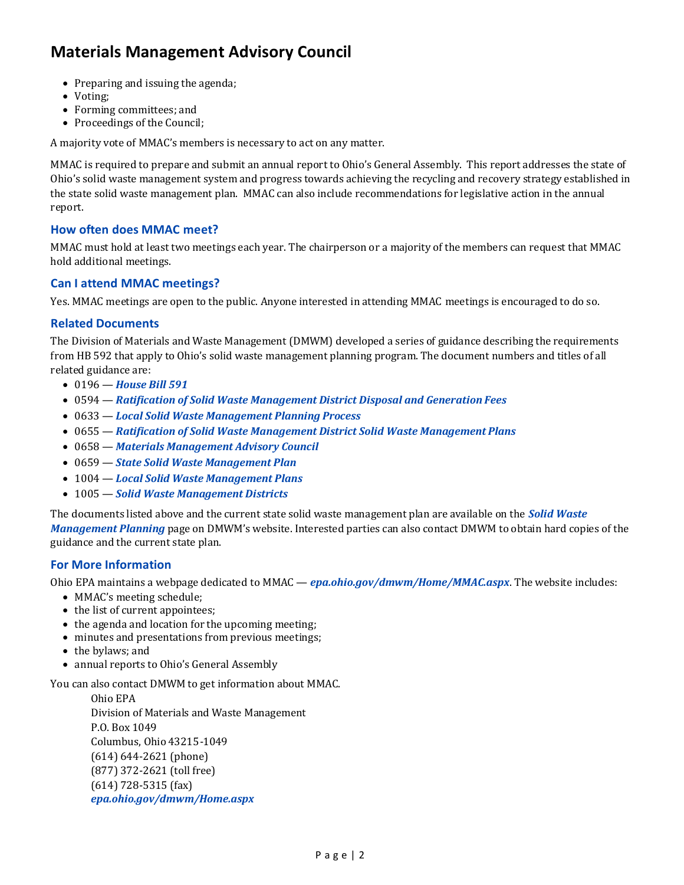# Materials Management Advisory Council

- Preparing and issuing the agenda;
- Voting;
- Forming committees; and
- Proceedings of the Council;

A majority vote of MMAC's members is necessary to act on any matter.

MMAC is required to prepare and submit an annual report to Ohio's General Assembly. This report addresses the state of Ohio's solid waste management system and progress towards achieving the recycling and recovery strategy established in the state solid waste management plan. MMAC can also include recommendations for legislative action in the annual report.

## How often does MMAC meet?

MMAC must hold at least two meetings each year. The chairperson or a majority of the members can request that MMAC hold additional meetings.

## Can I attend MMAC meetings?

Yes. MMAC meetings are open to the public. Anyone interested in attending MMAC meetings is encouraged to do so.

## Related Documents

The Division of Materials and Waste Management (DMWM) developed a series of guidance describing the requirements from HB 592 that apply to Ohio's solid waste management planning program. The document numbers and titles of all related guidance are:

- 0196 — ***House Bill 591***
- 0594 — ***Ratification of Solid Waste Management District Disposal and Generation Fees***
- 0633 — ***Local Solid Waste Management Planning Process***
- 0655 — ***Ratification of Solid Waste Management District Solid Waste Management Plans***
- 0658 — ***Materials Management Advisory Council***
- 0659 — ***State Solid Waste Management Plan***
- 1004 — ***Local Solid Waste Management Plans***
- 1005 — ***Solid Waste Management Districts***

The documents listed above and the current state solid waste management plan are available on the ***Solid Waste Management Planning*** page on DMWM's website. Interested parties can also contact DMWM to obtain hard copies of the guidance and the current state plan.

## For More Information

Ohio EPA maintains a webpage dedicated to MMAC — ***epa.ohio.gov/dmwm/Home/MMAC.aspx***. The website includes:

- MMAC's meeting schedule;
- the list of current appointees;
- the agenda and location for the upcoming meeting;
- minutes and presentations from previous meetings;
- the bylaws; and
- annual reports to Ohio's General Assembly

You can also contact DMWM to get information about MMAC.

Ohio EPA
Division of Materials and Waste Management
P.O. Box 1049
Columbus, Ohio 43215-1049
(614) 644-2621 (phone)
(877) 372-2621 (toll free)
(614) 728-5315 (fax)
***epa.ohio.gov/dmwm/Home.aspx***